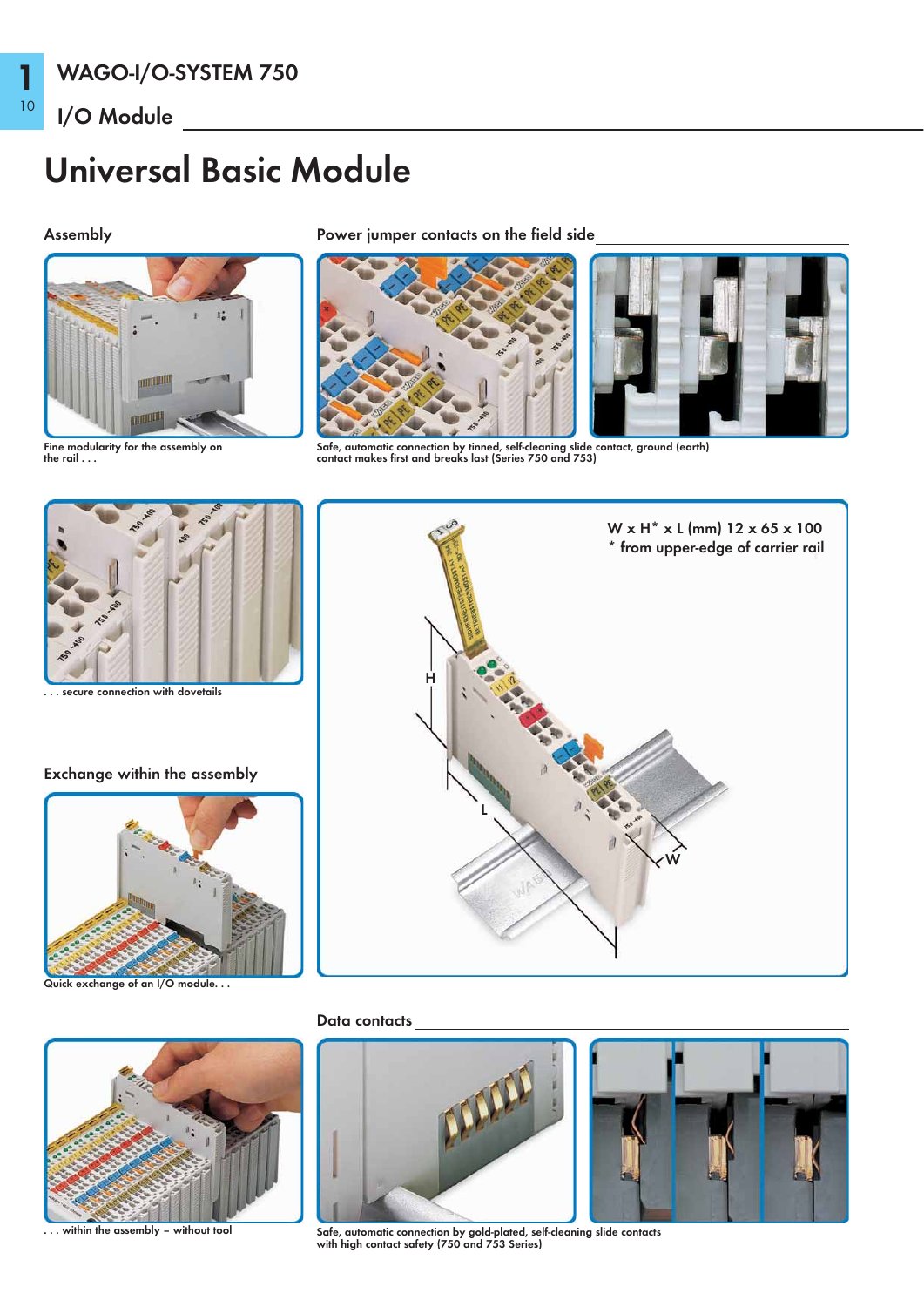# Universal Basic Module

## Assembly

Fine modularity for the assembly on the rail . . .

. . . secure connection with dovetails

## Power jumper contacts on the field side

Safe, automatic connection by tinned, self-cleaning slide contact, ground (earth) contact makes first and breaks last (Series 750 and 753)

W x H* x L (mm) 12 x 65 x 100
* from upper-edge of carrier rail

## Exchange within the assembly

Quick exchange of an I/O module. . .

. . . within the assembly – without tool

## Data contacts

Safe, automatic connection by gold-plated, self-cleaning slide contacts with high contact safety (750 and 753 Series)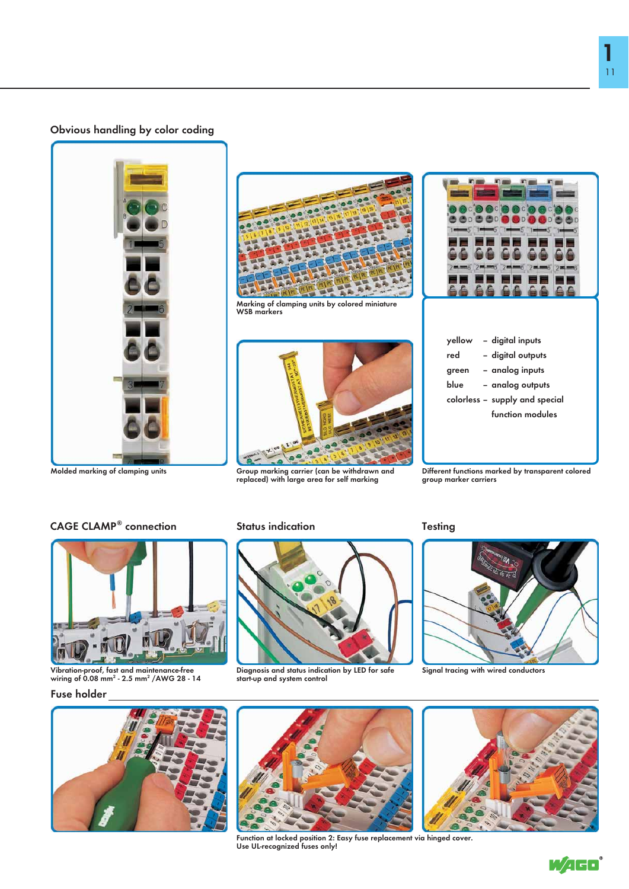## Obvious handling by color coding

Molded marking of clamping units

Marking of clamping units by colored miniature WSB markers

Group marking carrier (can be withdrawn and replaced) with large area for self marking

| | |
|---|---|
| yellow | – digital inputs |
| red | – digital outputs |
| green | – analog inputs |
| blue | – analog outputs |
| colorless | – supply and special function modules |

Different functions marked by transparent colored group marker carriers

## CAGE CLAMP® connection

Vibration-proof, fast and maintenance-free wiring of 0.08 mm² - 2.5 mm² /AWG 28 - 14

## Status indication

Diagnosis and status indication by LED for safe start-up and system control

## Testing

Signal tracing with wired conductors

## Fuse holder

Function at locked position 2: Easy fuse replacement via hinged cover. Use UL-recognized fuses only!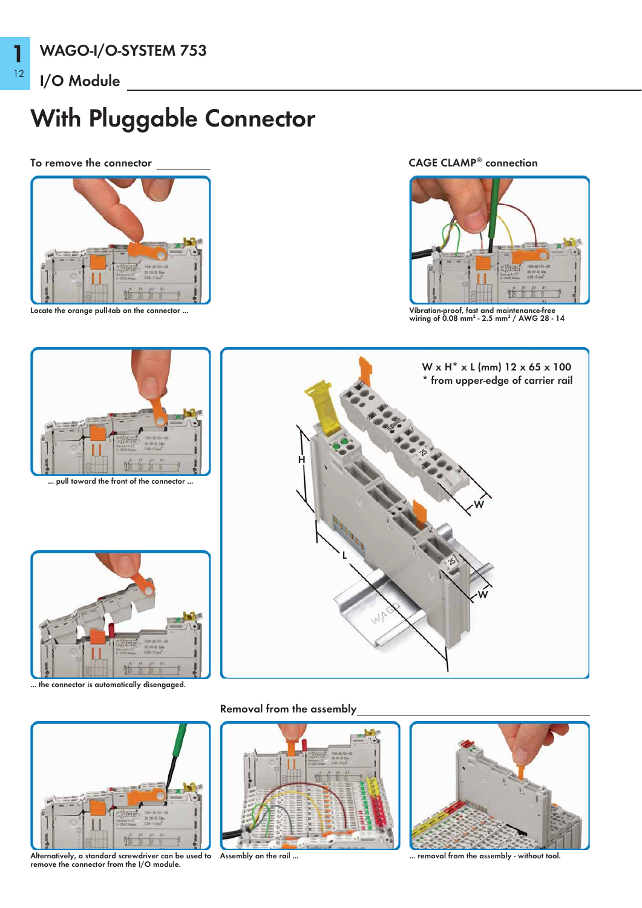# WAGO-I/O-SYSTEM 753

## I/O Module

# With Pluggable Connector

### To remove the connector

Locate the orange pull-tab on the connector ...

... pull toward the front of the connector ...

... the connector is automatically disengaged.

### CAGE CLAMP® connection

Vibration-proof, fast and maintenance-free wiring of 0.08 mm² - 2.5 mm² / AWG 28 - 14

W x H* x L (mm) 12 x 65 x 100
* from upper-edge of carrier rail

Alternatively, a standard screwdriver can be used to remove the connector from the I/O module.

### Removal from the assembly

Assembly on the rail ...

... removal from the assembly - without tool.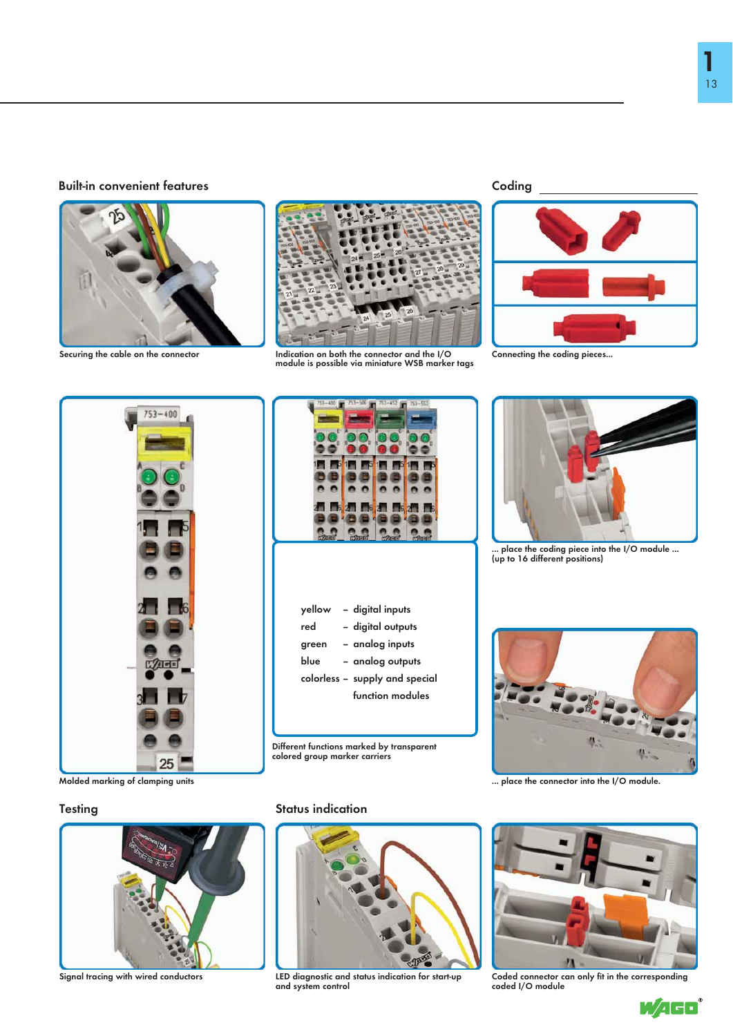## Built-in convenient features

Securing the cable on the connector

Indication on both the connector and the I/O module is possible via miniature WSB marker tags

Molded marking of clamping units

yellow – digital inputs
red – digital outputs
green – analog inputs
blue – analog outputs
colorless – supply and special function modules

Different functions marked by transparent colored group marker carriers

## Coding

Connecting the coding pieces...

... place the coding piece into the I/O module ... (up to 16 different positions)

... place the connector into the I/O module.

## Testing

Signal tracing with wired conductors

## Status indication

LED diagnostic and status indication for start-up and system control

Coded connector can only fit in the corresponding coded I/O module